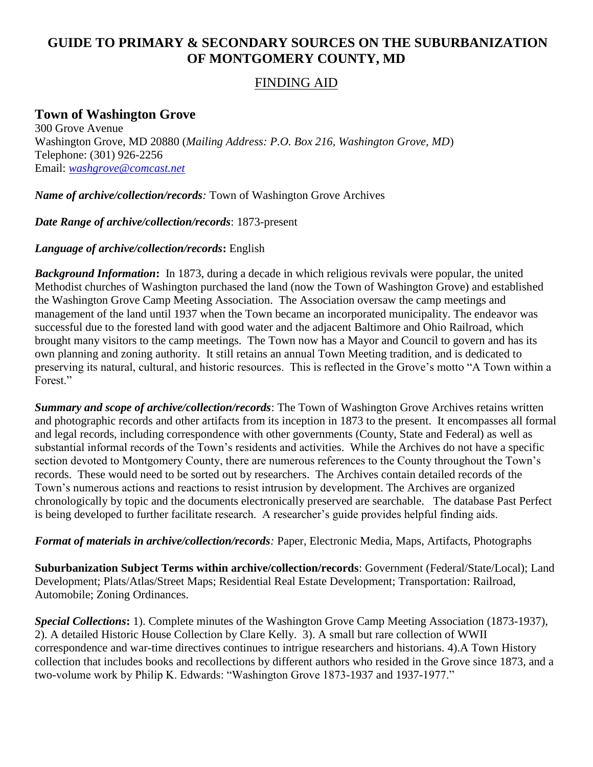# GUIDE TO PRIMARY & SECONDARY SOURCES ON THE SUBURBANIZATION OF MONTGOMERY COUNTY, MD

## FINDING AID

### Town of Washington Grove

300 Grove Avenue
Washington Grove, MD 20880 (*Mailing Address: P.O. Box 216, Washington Grove, MD*)
Telephone: (301) 926-2256
Email: *washgrove@comcast.net*

***Name of archive/collection/records**:* Town of Washington Grove Archives

***Date Range of archive/collection/records***: 1873-present

***Language of archive/collection/records*:** English

***Background Information*:** In 1873, during a decade in which religious revivals were popular, the united Methodist churches of Washington purchased the land (now the Town of Washington Grove) and established the Washington Grove Camp Meeting Association. The Association oversaw the camp meetings and management of the land until 1937 when the Town became an incorporated municipality. The endeavor was successful due to the forested land with good water and the adjacent Baltimore and Ohio Railroad, which brought many visitors to the camp meetings. The Town now has a Mayor and Council to govern and has its own planning and zoning authority. It still retains an annual Town Meeting tradition, and is dedicated to preserving its natural, cultural, and historic resources. This is reflected in the Grove's motto "A Town within a Forest."

***Summary and scope of archive/collection/records***: The Town of Washington Grove Archives retains written and photographic records and other artifacts from its inception in 1873 to the present. It encompasses all formal and legal records, including correspondence with other governments (County, State and Federal) as well as substantial informal records of the Town's residents and activities. While the Archives do not have a specific section devoted to Montgomery County, there are numerous references to the County throughout the Town's records. These would need to be sorted out by researchers. The Archives contain detailed records of the Town's numerous actions and reactions to resist intrusion by development. The Archives are organized chronologically by topic and the documents electronically preserved are searchable. The database Past Perfect is being developed to further facilitate research. A researcher's guide provides helpful finding aids.

***Format of materials in archive/collection/records**:* Paper, Electronic Media, Maps, Artifacts, Photographs

**Suburbanization Subject Terms within archive/collection/records**: Government (Federal/State/Local); Land Development; Plats/Atlas/Street Maps; Residential Real Estate Development; Transportation: Railroad, Automobile; Zoning Ordinances.

***Special Collections*:** 1). Complete minutes of the Washington Grove Camp Meeting Association (1873-1937), 2). A detailed Historic House Collection by Clare Kelly. 3). A small but rare collection of WWII correspondence and war-time directives continues to intrigue researchers and historians. 4).A Town History collection that includes books and recollections by different authors who resided in the Grove since 1873, and a two-volume work by Philip K. Edwards: "Washington Grove 1873-1937 and 1937-1977."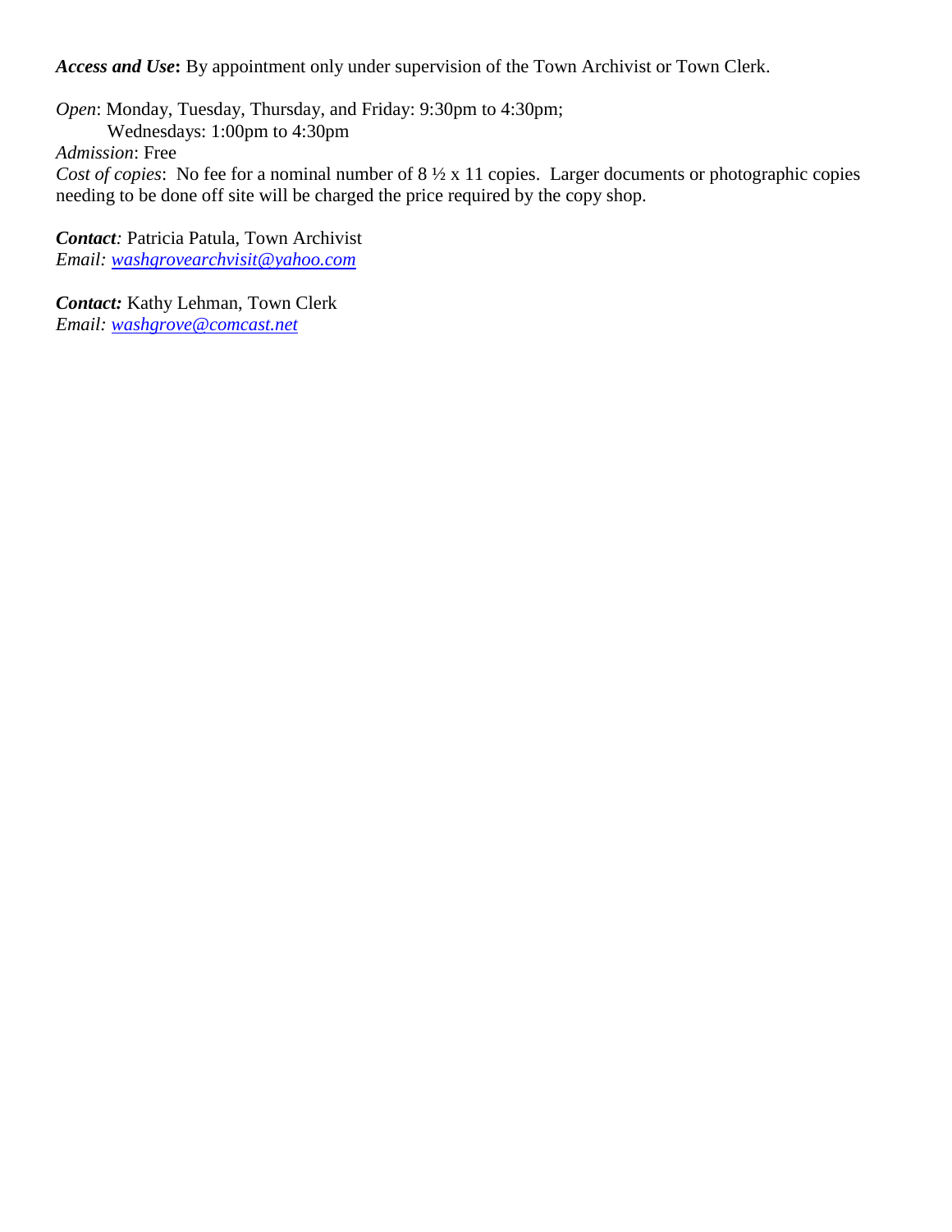***Access and Use*:** By appointment only under supervision of the Town Archivist or Town Clerk.

*Open*: Monday, Tuesday, Thursday, and Friday: 9:30pm to 4:30pm;
Wednesdays: 1:00pm to 4:30pm
*Admission*: Free
*Cost of copies*: No fee for a nominal number of 8 ½ x 11 copies. Larger documents or photographic copies needing to be done off site will be charged the price required by the copy shop.

***Contact****:* Patricia Patula, Town Archivist
*Email: washgrovearchvisit@yahoo.com*

***Contact:*** Kathy Lehman, Town Clerk
*Email: washgrove@comcast.net*